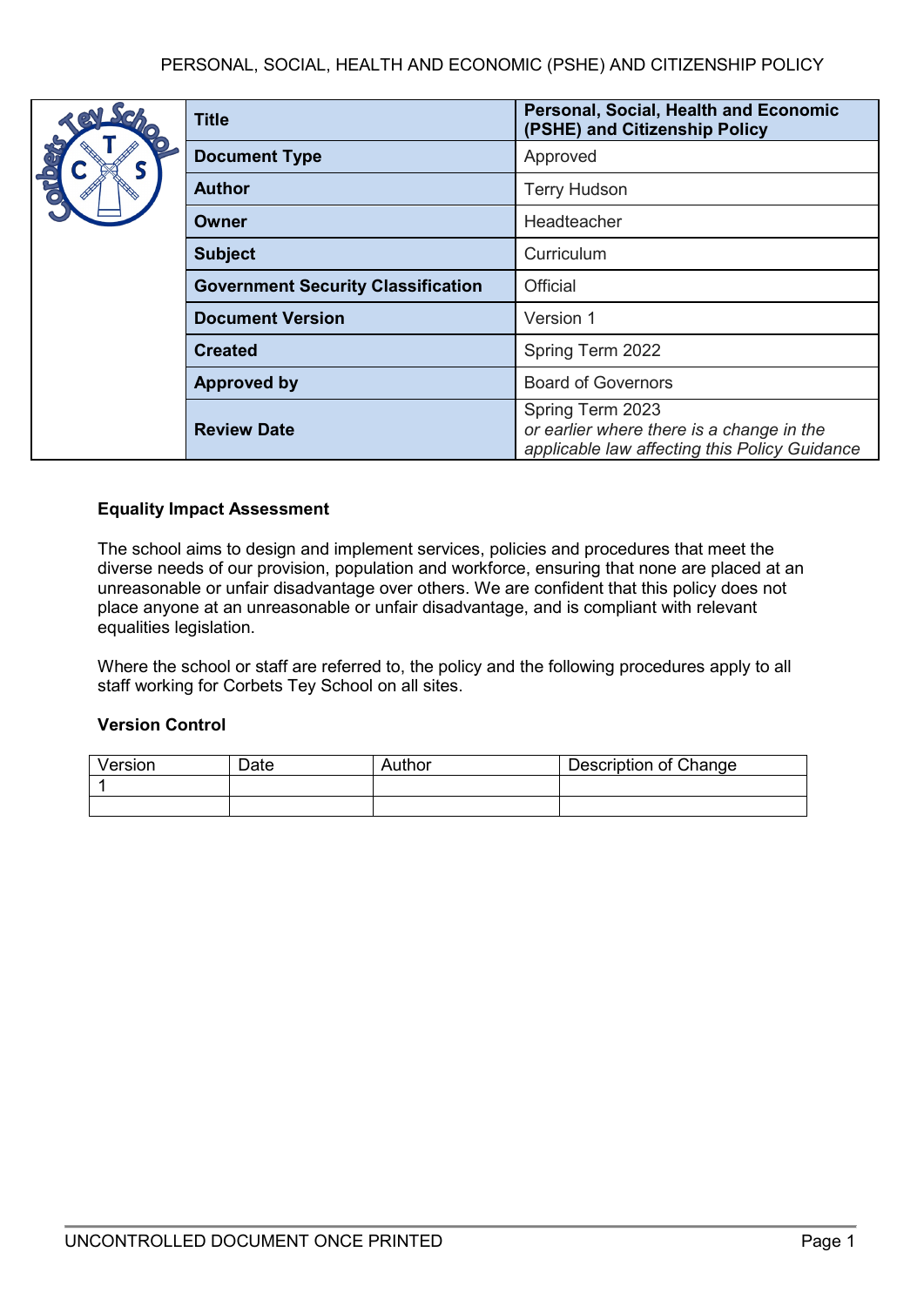| Title | Personal, Social, Health and Economic (PSHE) and Citizenship Policy |
|---|---|
| Document Type | Approved |
| Author | Terry Hudson |
| Owner | Headteacher |
| Subject | Curriculum |
| Government Security Classification | Official |
| Document Version | Version 1 |
| Created | Spring Term 2022 |
| Approved by | Board of Governors |
| Review Date | Spring Term 2023 *or earlier where there is a change in the applicable law affecting this Policy Guidance* |

**Equality Impact Assessment**

The school aims to design and implement services, policies and procedures that meet the diverse needs of our provision, population and workforce, ensuring that none are placed at an unreasonable or unfair disadvantage over others. We are confident that this policy does not place anyone at an unreasonable or unfair disadvantage, and is compliant with relevant equalities legislation.

Where the school or staff are referred to, the policy and the following procedures apply to all staff working for Corbets Tey School on all sites.

**Version Control**

| Version | Date | Author | Description of Change |
|---|---|---|---|
| 1 | | | |
| | | | |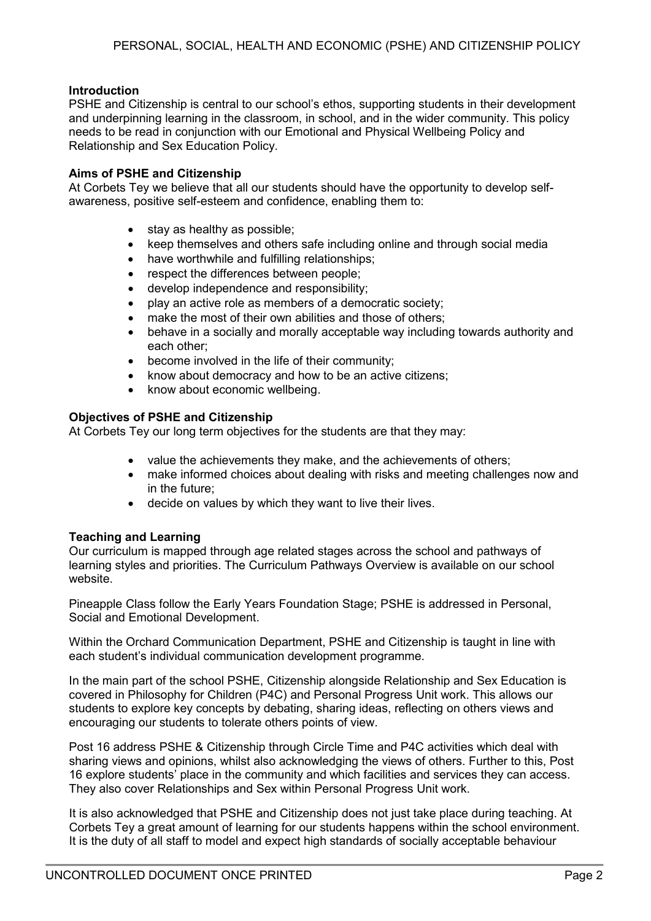## Introduction

PSHE and Citizenship is central to our school's ethos, supporting students in their development and underpinning learning in the classroom, in school, and in the wider community. This policy needs to be read in conjunction with our Emotional and Physical Wellbeing Policy and Relationship and Sex Education Policy.

## Aims of PSHE and Citizenship

At Corbets Tey we believe that all our students should have the opportunity to develop self-awareness, positive self-esteem and confidence, enabling them to:

- stay as healthy as possible;
- keep themselves and others safe including online and through social media
- have worthwhile and fulfilling relationships;
- respect the differences between people;
- develop independence and responsibility;
- play an active role as members of a democratic society;
- make the most of their own abilities and those of others;
- behave in a socially and morally acceptable way including towards authority and each other;
- become involved in the life of their community;
- know about democracy and how to be an active citizens;
- know about economic wellbeing.

## Objectives of PSHE and Citizenship

At Corbets Tey our long term objectives for the students are that they may:

- value the achievements they make, and the achievements of others;
- make informed choices about dealing with risks and meeting challenges now and in the future;
- decide on values by which they want to live their lives.

## Teaching and Learning

Our curriculum is mapped through age related stages across the school and pathways of learning styles and priorities. The Curriculum Pathways Overview is available on our school website.

Pineapple Class follow the Early Years Foundation Stage; PSHE is addressed in Personal, Social and Emotional Development.

Within the Orchard Communication Department, PSHE and Citizenship is taught in line with each student's individual communication development programme.

In the main part of the school PSHE, Citizenship alongside Relationship and Sex Education is covered in Philosophy for Children (P4C) and Personal Progress Unit work. This allows our students to explore key concepts by debating, sharing ideas, reflecting on others views and encouraging our students to tolerate others points of view.

Post 16 address PSHE & Citizenship through Circle Time and P4C activities which deal with sharing views and opinions, whilst also acknowledging the views of others. Further to this, Post 16 explore students' place in the community and which facilities and services they can access. They also cover Relationships and Sex within Personal Progress Unit work.

It is also acknowledged that PSHE and Citizenship does not just take place during teaching. At Corbets Tey a great amount of learning for our students happens within the school environment. It is the duty of all staff to model and expect high standards of socially acceptable behaviour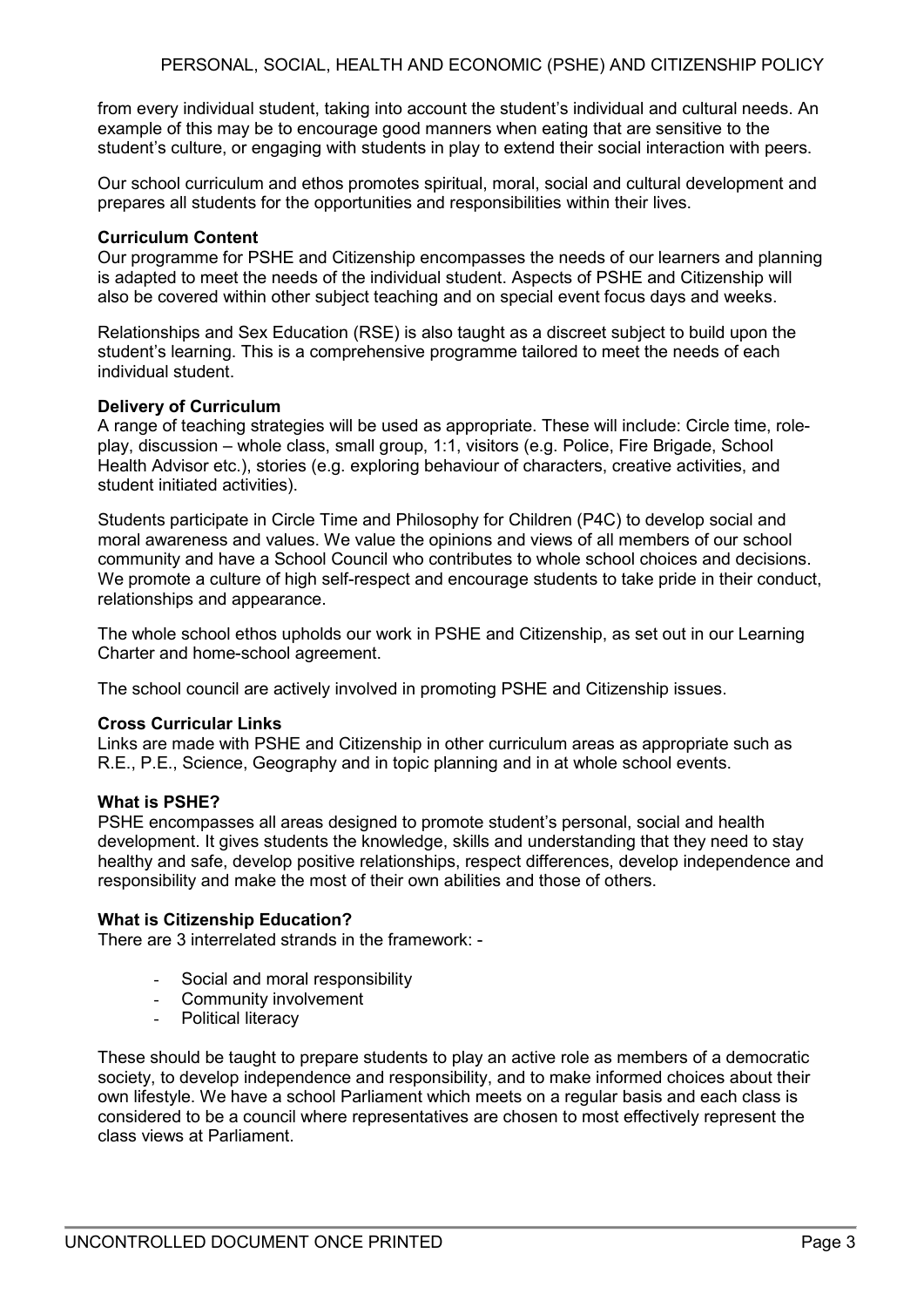from every individual student, taking into account the student's individual and cultural needs. An example of this may be to encourage good manners when eating that are sensitive to the student's culture, or engaging with students in play to extend their social interaction with peers.

Our school curriculum and ethos promotes spiritual, moral, social and cultural development and prepares all students for the opportunities and responsibilities within their lives.

**Curriculum Content**

Our programme for PSHE and Citizenship encompasses the needs of our learners and planning is adapted to meet the needs of the individual student. Aspects of PSHE and Citizenship will also be covered within other subject teaching and on special event focus days and weeks.

Relationships and Sex Education (RSE) is also taught as a discreet subject to build upon the student's learning. This is a comprehensive programme tailored to meet the needs of each individual student.

**Delivery of Curriculum**

A range of teaching strategies will be used as appropriate. These will include: Circle time, role-play, discussion – whole class, small group, 1:1, visitors (e.g. Police, Fire Brigade, School Health Advisor etc.), stories (e.g. exploring behaviour of characters, creative activities, and student initiated activities).

Students participate in Circle Time and Philosophy for Children (P4C) to develop social and moral awareness and values. We value the opinions and views of all members of our school community and have a School Council who contributes to whole school choices and decisions. We promote a culture of high self-respect and encourage students to take pride in their conduct, relationships and appearance.

The whole school ethos upholds our work in PSHE and Citizenship, as set out in our Learning Charter and home-school agreement.

The school council are actively involved in promoting PSHE and Citizenship issues.

**Cross Curricular Links**

Links are made with PSHE and Citizenship in other curriculum areas as appropriate such as R.E., P.E., Science, Geography and in topic planning and in at whole school events.

**What is PSHE?**

PSHE encompasses all areas designed to promote student's personal, social and health development. It gives students the knowledge, skills and understanding that they need to stay healthy and safe, develop positive relationships, respect differences, develop independence and responsibility and make the most of their own abilities and those of others.

**What is Citizenship Education?**

There are 3 interrelated strands in the framework: -

- Social and moral responsibility
- Community involvement
- Political literacy

These should be taught to prepare students to play an active role as members of a democratic society, to develop independence and responsibility, and to make informed choices about their own lifestyle. We have a school Parliament which meets on a regular basis and each class is considered to be a council where representatives are chosen to most effectively represent the class views at Parliament.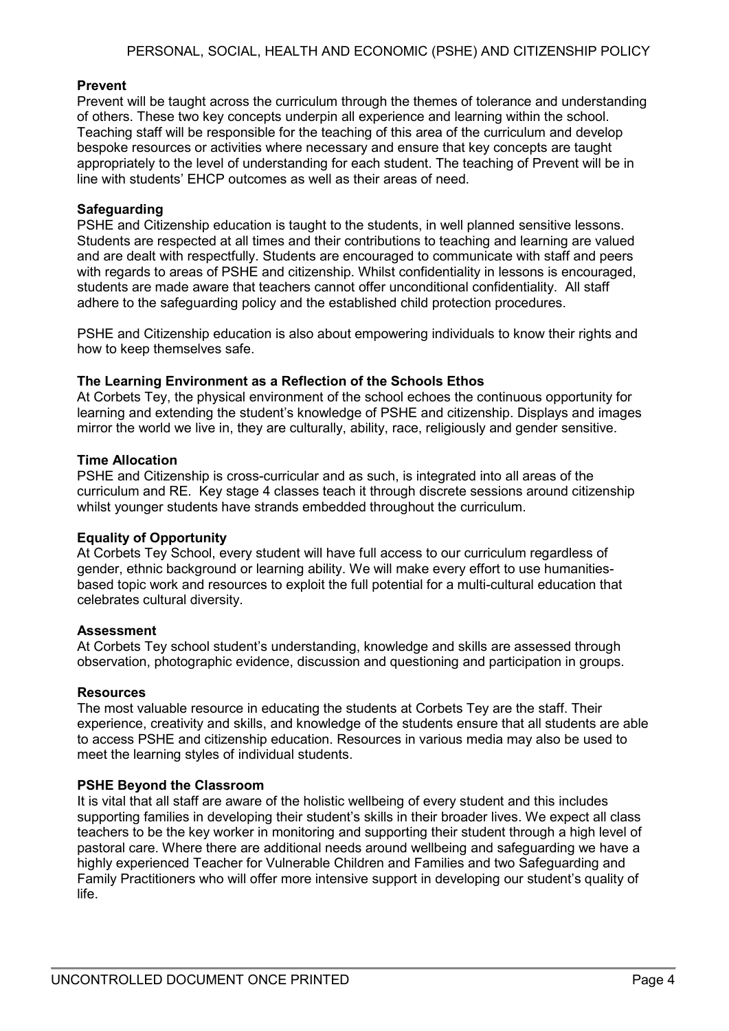### Prevent

Prevent will be taught across the curriculum through the themes of tolerance and understanding of others. These two key concepts underpin all experience and learning within the school. Teaching staff will be responsible for the teaching of this area of the curriculum and develop bespoke resources or activities where necessary and ensure that key concepts are taught appropriately to the level of understanding for each student. The teaching of Prevent will be in line with students' EHCP outcomes as well as their areas of need.

### Safeguarding

PSHE and Citizenship education is taught to the students, in well planned sensitive lessons. Students are respected at all times and their contributions to teaching and learning are valued and are dealt with respectfully. Students are encouraged to communicate with staff and peers with regards to areas of PSHE and citizenship. Whilst confidentiality in lessons is encouraged, students are made aware that teachers cannot offer unconditional confidentiality. All staff adhere to the safeguarding policy and the established child protection procedures.

PSHE and Citizenship education is also about empowering individuals to know their rights and how to keep themselves safe.

### The Learning Environment as a Reflection of the Schools Ethos

At Corbets Tey, the physical environment of the school echoes the continuous opportunity for learning and extending the student's knowledge of PSHE and citizenship. Displays and images mirror the world we live in, they are culturally, ability, race, religiously and gender sensitive.

### Time Allocation

PSHE and Citizenship is cross-curricular and as such, is integrated into all areas of the curriculum and RE. Key stage 4 classes teach it through discrete sessions around citizenship whilst younger students have strands embedded throughout the curriculum.

### Equality of Opportunity

At Corbets Tey School, every student will have full access to our curriculum regardless of gender, ethnic background or learning ability. We will make every effort to use humanities-based topic work and resources to exploit the full potential for a multi-cultural education that celebrates cultural diversity.

### Assessment

At Corbets Tey school student's understanding, knowledge and skills are assessed through observation, photographic evidence, discussion and questioning and participation in groups.

### Resources

The most valuable resource in educating the students at Corbets Tey are the staff. Their experience, creativity and skills, and knowledge of the students ensure that all students are able to access PSHE and citizenship education. Resources in various media may also be used to meet the learning styles of individual students.

### PSHE Beyond the Classroom

It is vital that all staff are aware of the holistic wellbeing of every student and this includes supporting families in developing their student's skills in their broader lives. We expect all class teachers to be the key worker in monitoring and supporting their student through a high level of pastoral care. Where there are additional needs around wellbeing and safeguarding we have a highly experienced Teacher for Vulnerable Children and Families and two Safeguarding and Family Practitioners who will offer more intensive support in developing our student's quality of life.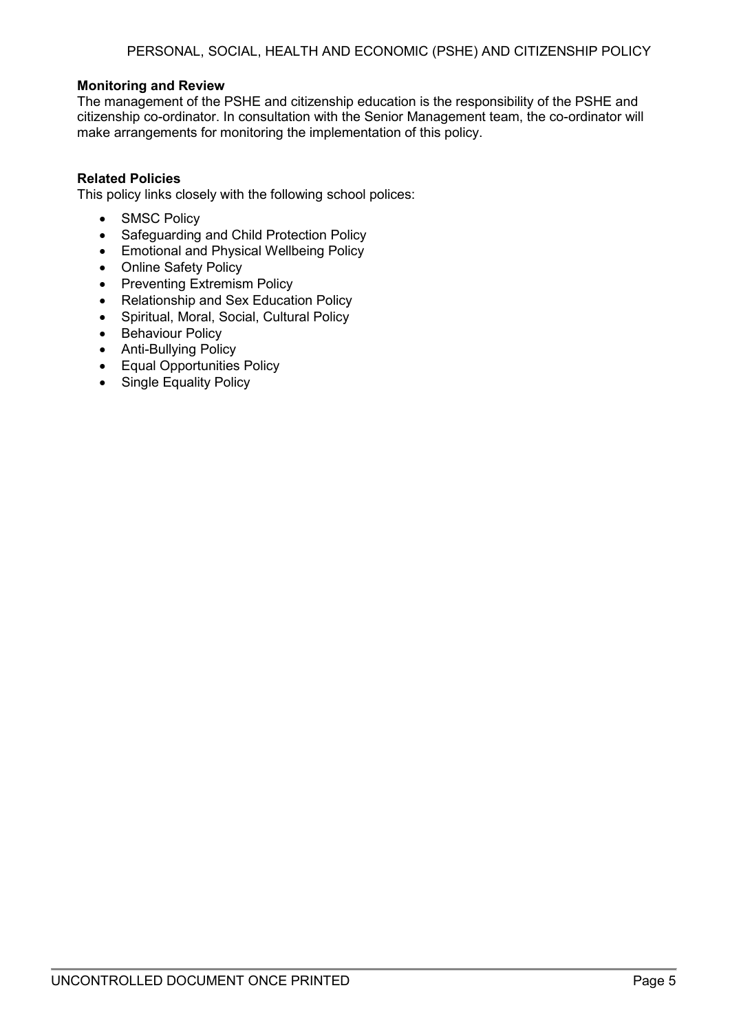**Monitoring and Review**

The management of the PSHE and citizenship education is the responsibility of the PSHE and citizenship co-ordinator. In consultation with the Senior Management team, the co-ordinator will make arrangements for monitoring the implementation of this policy.

**Related Policies**

This policy links closely with the following school polices:

- SMSC Policy
- Safeguarding and Child Protection Policy
- Emotional and Physical Wellbeing Policy
- Online Safety Policy
- Preventing Extremism Policy
- Relationship and Sex Education Policy
- Spiritual, Moral, Social, Cultural Policy
- Behaviour Policy
- Anti-Bullying Policy
- Equal Opportunities Policy
- Single Equality Policy